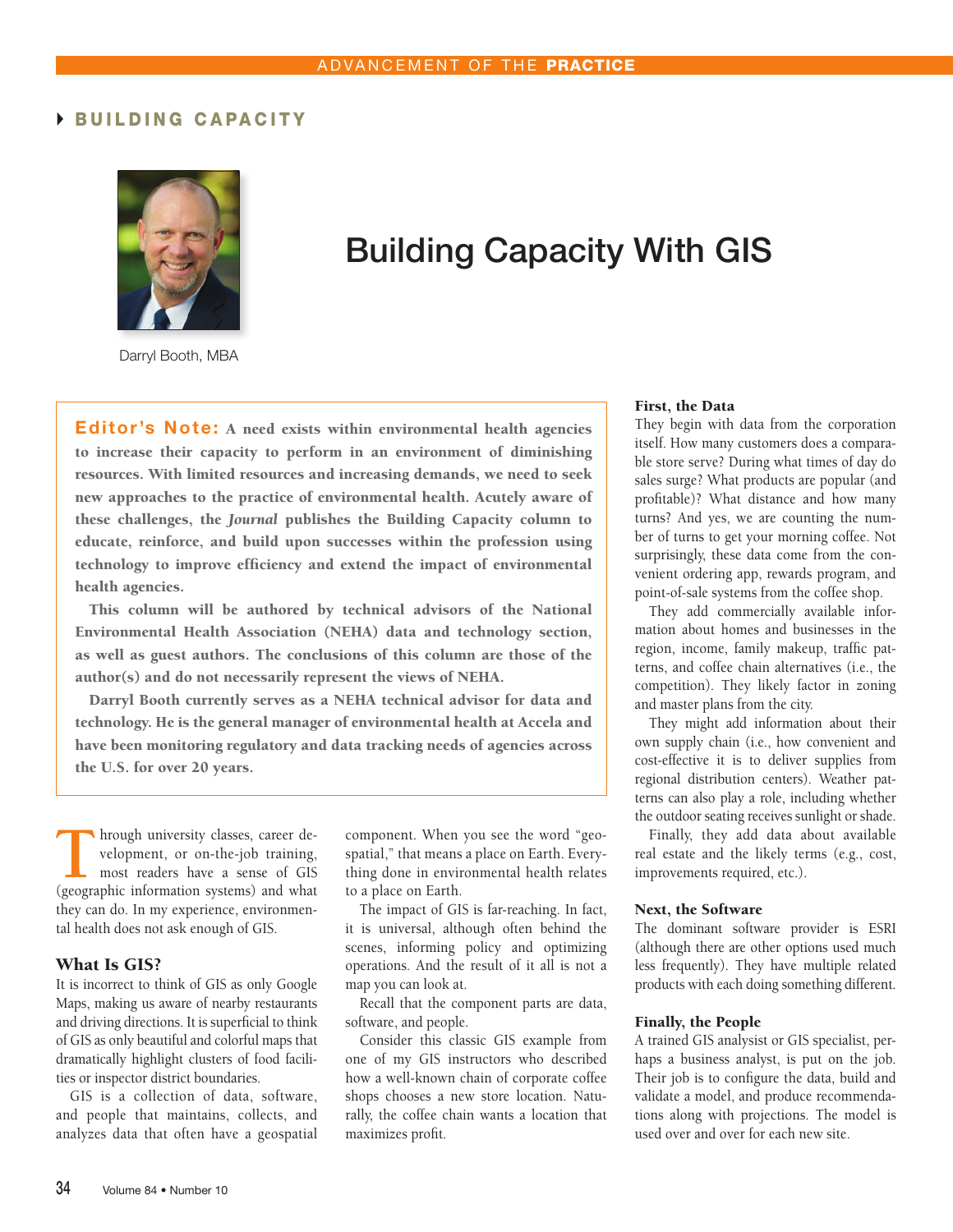# Building Capacity With GIS

Darryl Booth, MBA

**Editor's Note:** **A need exists within environmental health agencies to increase their capacity to perform in an environment of diminishing resources. With limited resources and increasing demands, we need to seek new approaches to the practice of environmental health. Acutely aware of these challenges, the *Journal* publishes the Building Capacity column to educate, reinforce, and build upon successes within the profession using technology to improve efficiency and extend the impact of environmental health agencies.**

**This column will be authored by technical advisors of the National Environmental Health Association (NEHA) data and technology section, as well as guest authors. The conclusions of this column are those of the author(s) and do not necessarily represent the views of NEHA.**

**Darryl Booth currently serves as a NEHA technical advisor for data and technology. He is the general manager of environmental health at Accela and have been monitoring regulatory and data tracking needs of agencies across the U.S. for over 20 years.**

Through university classes, career development, or on-the-job training, most readers have a sense of GIS (geographic information systems) and what they can do. In my experience, environmental health does not ask enough of GIS.

## What Is GIS?

It is incorrect to think of GIS as only Google Maps, making us aware of nearby restaurants and driving directions. It is superficial to think of GIS as only beautiful and colorful maps that dramatically highlight clusters of food facilities or inspector district boundaries.

GIS is a collection of data, software, and people that maintains, collects, and analyzes data that often have a geospatial component. When you see the word "geospatial," that means a place on Earth. Everything done in environmental health relates to a place on Earth.

The impact of GIS is far-reaching. In fact, it is universal, although often behind the scenes, informing policy and optimizing operations. And the result of it all is not a map you can look at.

Recall that the component parts are data, software, and people.

Consider this classic GIS example from one of my GIS instructors who described how a well-known chain of corporate coffee shops chooses a new store location. Naturally, the coffee chain wants a location that maximizes profit.

### First, the Data

They begin with data from the corporation itself. How many customers does a comparable store serve? During what times of day do sales surge? What products are popular (and profitable)? What distance and how many turns? And yes, we are counting the number of turns to get your morning coffee. Not surprisingly, these data come from the convenient ordering app, rewards program, and point-of-sale systems from the coffee shop.

They add commercially available information about homes and businesses in the region, income, family makeup, traffic patterns, and coffee chain alternatives (i.e., the competition). They likely factor in zoning and master plans from the city.

They might add information about their own supply chain (i.e., how convenient and cost-effective it is to deliver supplies from regional distribution centers). Weather patterns can also play a role, including whether the outdoor seating receives sunlight or shade.

Finally, they add data about available real estate and the likely terms (e.g., cost, improvements required, etc.).

### Next, the Software

The dominant software provider is ESRI (although there are other options used much less frequently). They have multiple related products with each doing something different.

### Finally, the People

A trained GIS analyst or GIS specialist, perhaps a business analyst, is put on the job. Their job is to configure the data, build and validate a model, and produce recommendations along with projections. The model is used over and over for each new site.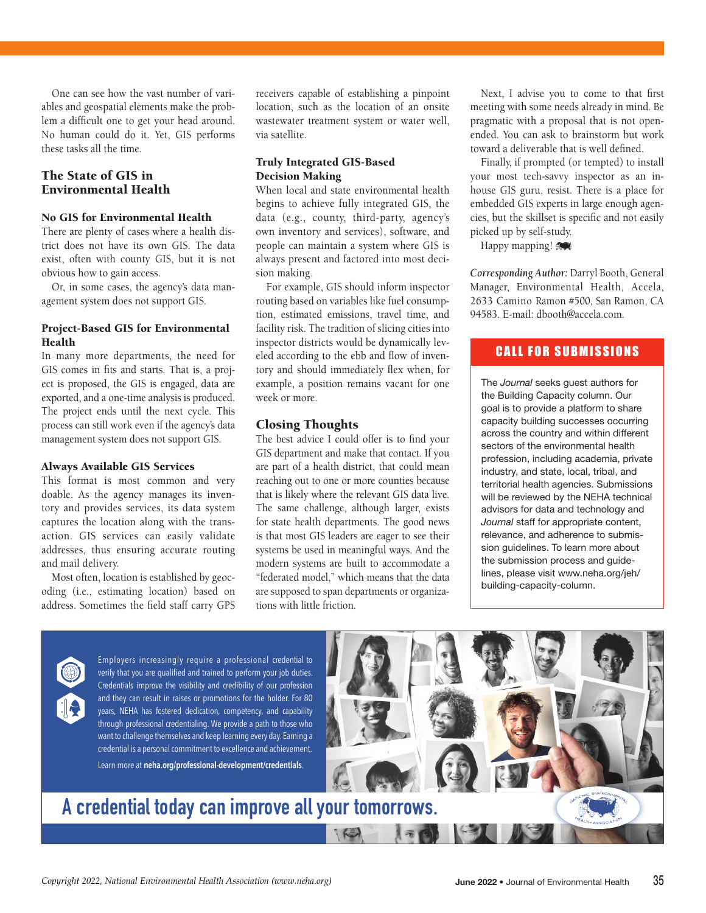One can see how the vast number of variables and geospatial elements make the problem a difficult one to get your head around. No human could do it. Yet, GIS performs these tasks all the time.

## The State of GIS in Environmental Health

### No GIS for Environmental Health

There are plenty of cases where a health district does not have its own GIS. The data exist, often with county GIS, but it is not obvious how to gain access.

Or, in some cases, the agency's data management system does not support GIS.

### Project-Based GIS for Environmental Health

In many more departments, the need for GIS comes in fits and starts. That is, a project is proposed, the GIS is engaged, data are exported, and a one-time analysis is produced. The project ends until the next cycle. This process can still work even if the agency's data management system does not support GIS.

### Always Available GIS Services

This format is most common and very doable. As the agency manages its inventory and provides services, its data system captures the location along with the transaction. GIS services can easily validate addresses, thus ensuring accurate routing and mail delivery.

Most often, location is established by geocoding (i.e., estimating location) based on address. Sometimes the field staff carry GPS receivers capable of establishing a pinpoint location, such as the location of an onsite wastewater treatment system or water well, via satellite.

### Truly Integrated GIS-Based Decision Making

When local and state environmental health begins to achieve fully integrated GIS, the data (e.g., county, third-party, agency's own inventory and services), software, and people can maintain a system where GIS is always present and factored into most decision making.

For example, GIS should inform inspector routing based on variables like fuel consumption, estimated emissions, travel time, and facility risk. The tradition of slicing cities into inspector districts would be dynamically leveled according to the ebb and flow of inventory and should immediately flex when, for example, a position remains vacant for one week or more.

## Closing Thoughts

The best advice I could offer is to find your GIS department and make that contact. If you are part of a health district, that could mean reaching out to one or more counties because that is likely where the relevant GIS data live. The same challenge, although larger, exists for state health departments. The good news is that most GIS leaders are eager to see their systems be used in meaningful ways. And the modern systems are built to accommodate a "federated model," which means that the data are supposed to span departments or organizations with little friction.

Next, I advise you to come to that first meeting with some needs already in mind. Be pragmatic with a proposal that is not open-ended. You can ask to brainstorm but work toward a deliverable that is well defined.

Finally, if prompted (or tempted) to install your most tech-savvy inspector as an in-house GIS guru, resist. There is a place for embedded GIS experts in large enough agencies, but the skillset is specific and not easily picked up by self-study.

Happy mapping!

*Corresponding Author:* Darryl Booth, General Manager, Environmental Health, Accela, 2633 Camino Ramon #500, San Ramon, CA 94583. E-mail: dbooth@accela.com.

**CALL FOR SUBMISSIONS**

The *Journal* seeks guest authors for the Building Capacity column. Our goal is to provide a platform to share capacity building successes occurring across the country and within different sectors of the environmental health profession, including academia, private industry, and state, local, tribal, and territorial health agencies. Submissions will be reviewed by the NEHA technical advisors for data and technology and *Journal* staff for appropriate content, relevance, and adherence to submission guidelines. To learn more about the submission process and guidelines, please visit www.neha.org/jeh/building-capacity-column.

Employers increasingly require a professional credential to verify that you are qualified and trained to perform your job duties. Credentials improve the visibility and credibility of our profession and they can result in raises or promotions for the holder. For 80 years, NEHA has fostered dedication, competency, and capability through professional credentialing. We provide a path to those who want to challenge themselves and keep learning every day. Earning a credential is a personal commitment to excellence and achievement.

Learn more at **neha.org/professional-development/credentials**.

**A credential today can improve all your tomorrows.**